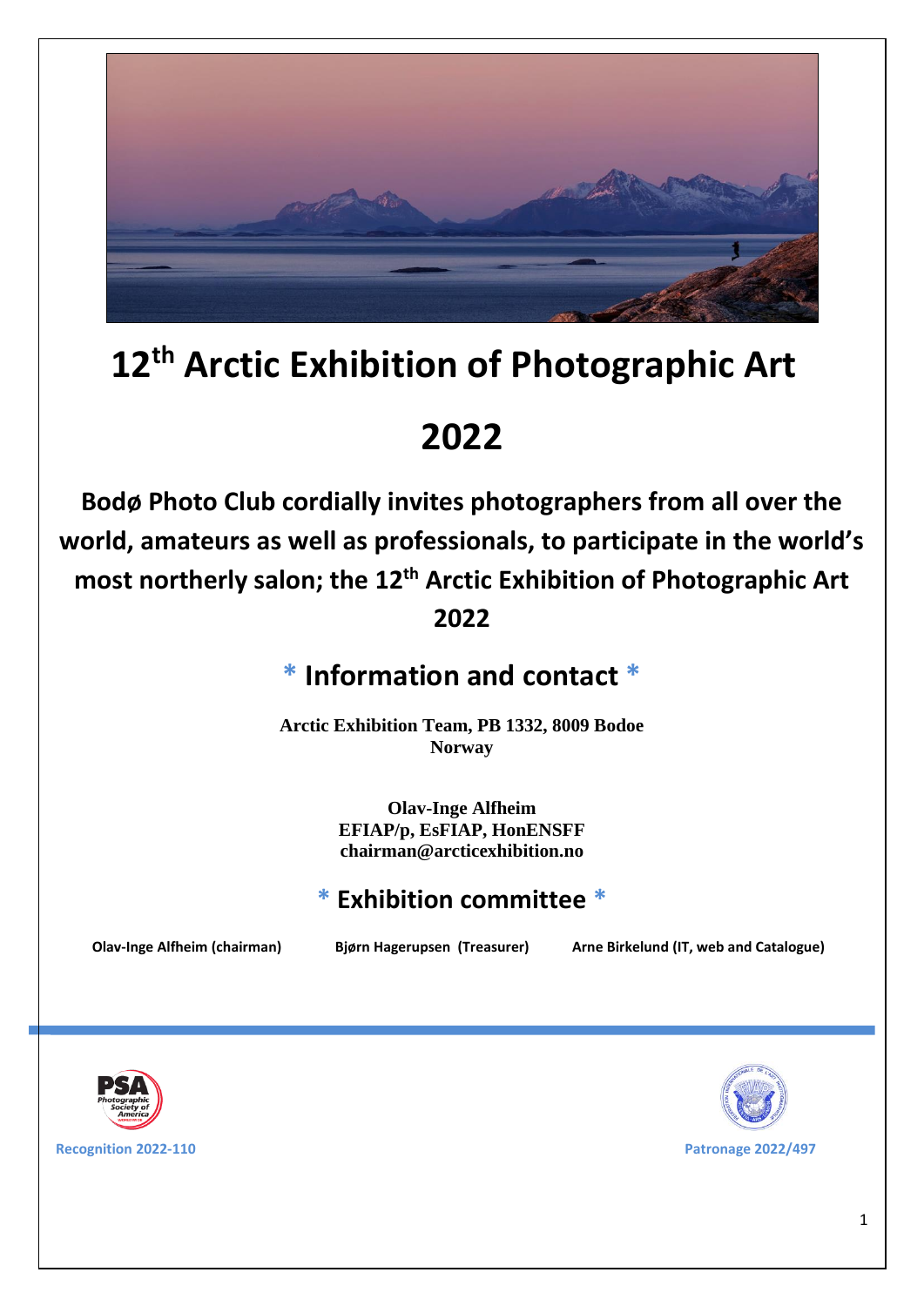# 12th Arctic Exhibition of Photographic Art

# 2022

**Bodø Photo Club cordially invites photographers from all over the world, amateurs as well as professionals, to participate in the world's most northerly salon; the 12th Arctic Exhibition of Photographic Art 2022**

## * Information and contact *

**Arctic Exhibition Team, PB 1332, 8009 Bodoe**
**Norway**

**Olav-Inge Alfheim**
**EFIAP/p, EsFIAP, HonENSFF**
**chairman@arcticexhibition.no**

## * Exhibition committee *

**Olav-Inge Alfheim (chairman)** **Bjørn Hagerupsen (Treasurer)** **Arne Birkelund (IT, web and Catalogue)**

**Recognition 2022-110**

**Patronage 2022/497**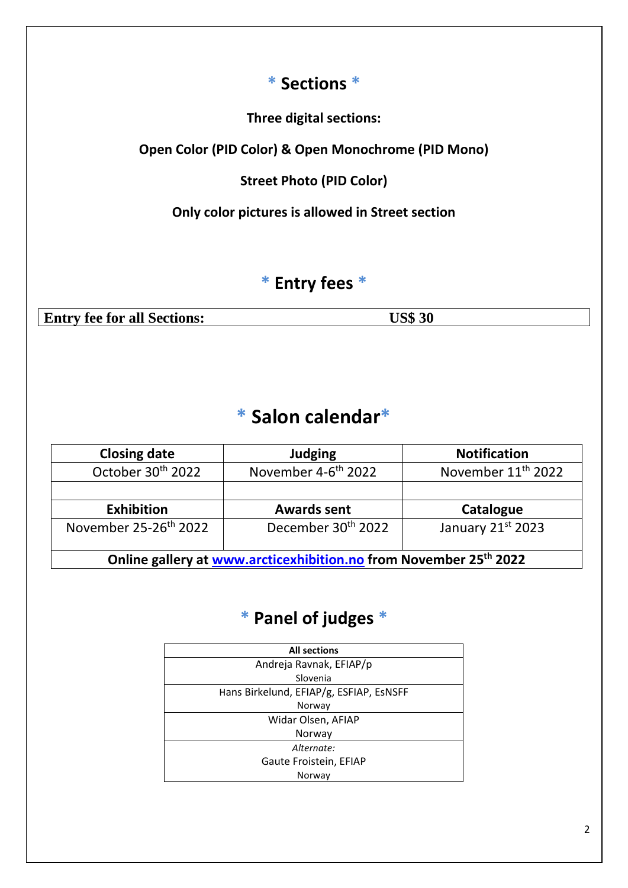## * Sections *

**Three digital sections:**

**Open Color (PID Color) & Open Monochrome (PID Mono)**

**Street Photo (PID Color)**

**Only color pictures is allowed in Street section**

## * Entry fees *

| Entry fee for all Sections: | US$ 30 |
|---|---|

## * Salon calendar*

| Closing date | Judging | Notification |
|---|---|---|
| October 30th 2022 | November 4-6th 2022 | November 11th 2022 |
| | | |
| **Exhibition** | **Awards sent** | **Catalogue** |
| November 25-26th 2022 | December 30th 2022 | January 21st 2023 |
| **Online gallery at [www.arcticexhibition.no](http://www.arcticexhibition.no) from November 25th 2022** | | |

## * Panel of judges *

| All sections |
|---|
| Andreja Ravnak, EFIAP/p<br>Slovenia |
| Hans Birkelund, EFIAP/g, ESFIAP, EsNSFF<br>Norway |
| Widar Olsen, AFIAP<br>Norway |
| *Alternate:*<br>Gaute Froistein, EFIAP<br>Norway |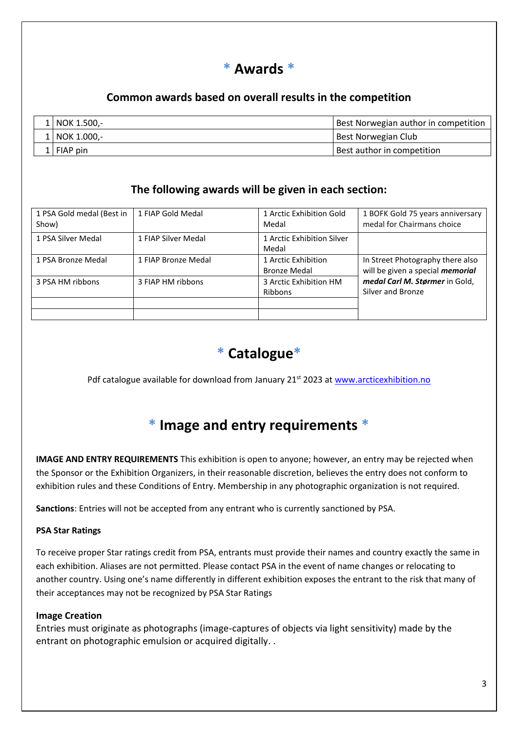# * Awards *

## Common awards based on overall results in the competition

| | | |
|---|---|---|
| 1 | NOK 1.500,- | Best Norwegian author in competition |
| 1 | NOK 1.000,- | Best Norwegian Club |
| 1 | FIAP pin | Best author in competition |

## The following awards will be given in each section:

| | | | |
|---|---|---|---|
| 1 PSA Gold medal (Best in Show) | 1 FIAP Gold Medal | 1 Arctic Exhibition Gold Medal | 1 BOFK Gold 75 years anniversary medal for Chairmans choice |
| 1 PSA Silver Medal | 1 FIAP Silver Medal | 1 Arctic Exhibition Silver Medal | |
| 1 PSA Bronze Medal | 1 FIAP Bronze Medal | 1 Arctic Exhibition Bronze Medal | In Street Photography there also will be given a special ***memorial medal Carl M. Størmer*** in Gold, Silver and Bronze |
| 3 PSA HM ribbons | 3 FIAP HM ribbons | 3 Arctic Exhibition HM Ribbons | |
| | | | |
| | | | |

# * Catalogue*

Pdf catalogue available for download from January 21st 2023 at [www.arcticexhibition.no](http://www.arcticexhibition.no)

# * Image and entry requirements *

**IMAGE AND ENTRY REQUIREMENTS** This exhibition is open to anyone; however, an entry may be rejected when the Sponsor or the Exhibition Organizers, in their reasonable discretion, believes the entry does not conform to exhibition rules and these Conditions of Entry. Membership in any photographic organization is not required.

**Sanctions**: Entries will not be accepted from any entrant who is currently sanctioned by PSA.

**PSA Star Ratings**

To receive proper Star ratings credit from PSA, entrants must provide their names and country exactly the same in each exhibition. Aliases are not permitted. Please contact PSA in the event of name changes or relocating to another country. Using one's name differently in different exhibition exposes the entrant to the risk that many of their acceptances may not be recognized by PSA Star Ratings

**Image Creation**

Entries must originate as photographs (image-captures of objects via light sensitivity) made by the entrant on photographic emulsion or acquired digitally. .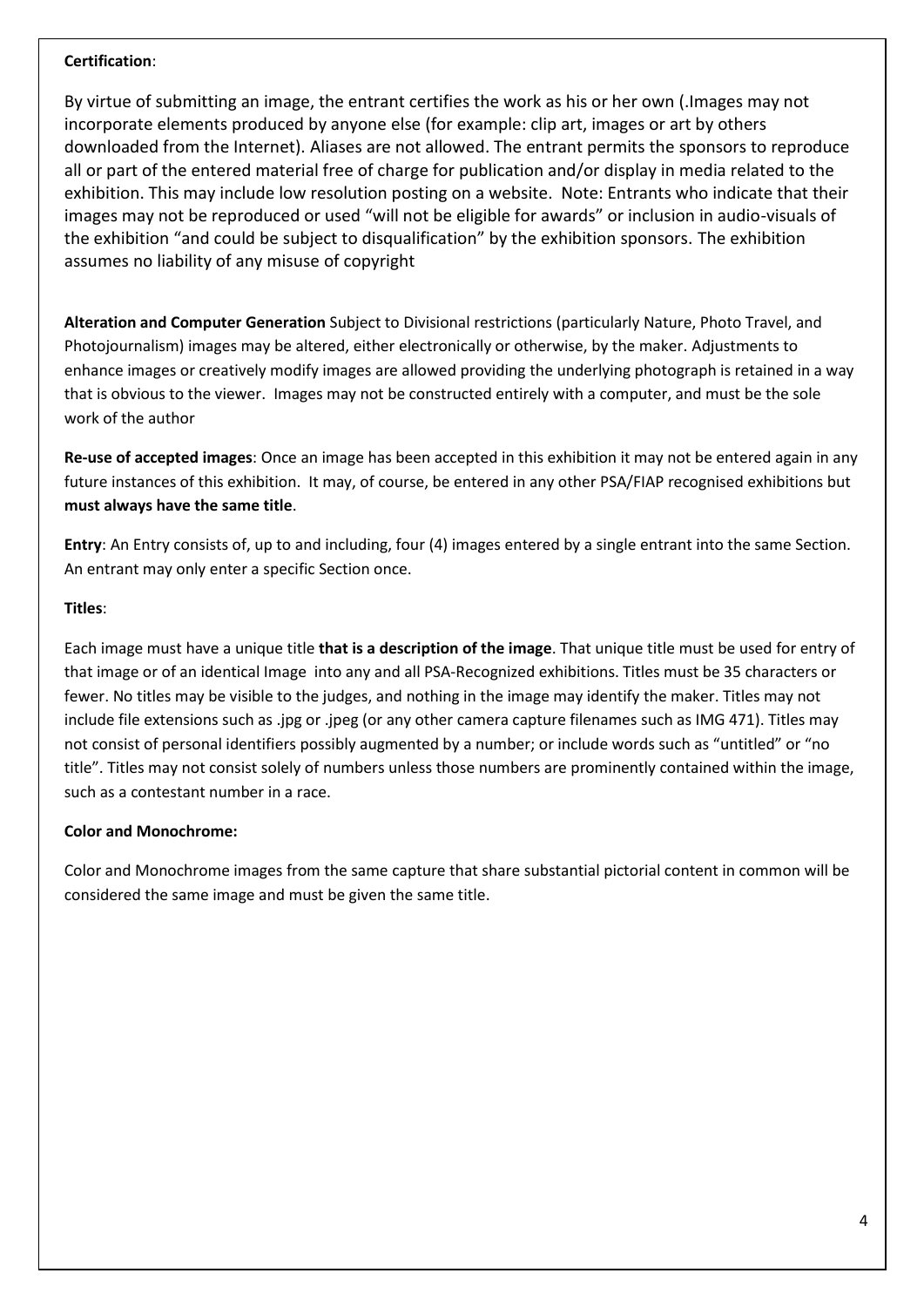**Certification**:

By virtue of submitting an image, the entrant certifies the work as his or her own (.Images may not incorporate elements produced by anyone else (for example: clip art, images or art by others downloaded from the Internet). Aliases are not allowed. The entrant permits the sponsors to reproduce all or part of the entered material free of charge for publication and/or display in media related to the exhibition. This may include low resolution posting on a website. Note: Entrants who indicate that their images may not be reproduced or used "will not be eligible for awards" or inclusion in audio-visuals of the exhibition "and could be subject to disqualification" by the exhibition sponsors. The exhibition assumes no liability of any misuse of copyright

**Alteration and Computer Generation** Subject to Divisional restrictions (particularly Nature, Photo Travel, and Photojournalism) images may be altered, either electronically or otherwise, by the maker. Adjustments to enhance images or creatively modify images are allowed providing the underlying photograph is retained in a way that is obvious to the viewer. Images may not be constructed entirely with a computer, and must be the sole work of the author

**Re-use of accepted images**: Once an image has been accepted in this exhibition it may not be entered again in any future instances of this exhibition. It may, of course, be entered in any other PSA/FIAP recognised exhibitions but **must always have the same title**.

**Entry**: An Entry consists of, up to and including, four (4) images entered by a single entrant into the same Section. An entrant may only enter a specific Section once.

**Titles**:

Each image must have a unique title **that is a description of the image**. That unique title must be used for entry of that image or of an identical Image into any and all PSA-Recognized exhibitions. Titles must be 35 characters or fewer. No titles may be visible to the judges, and nothing in the image may identify the maker. Titles may not include file extensions such as .jpg or .jpeg (or any other camera capture filenames such as IMG 471). Titles may not consist of personal identifiers possibly augmented by a number; or include words such as "untitled" or "no title". Titles may not consist solely of numbers unless those numbers are prominently contained within the image, such as a contestant number in a race.

**Color and Monochrome:**

Color and Monochrome images from the same capture that share substantial pictorial content in common will be considered the same image and must be given the same title.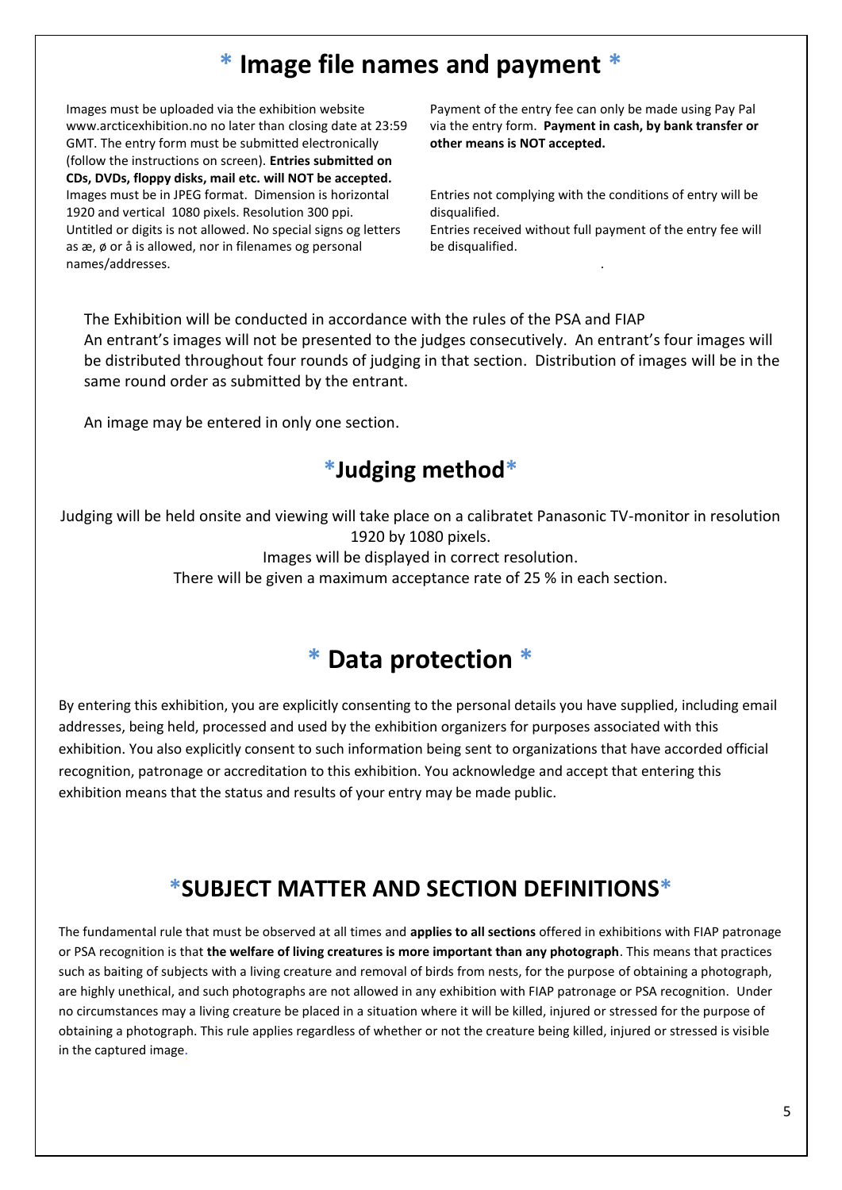## * Image file names and payment *

Images must be uploaded via the exhibition website www.arcticexhibition.no no later than closing date at 23:59 GMT. The entry form must be submitted electronically (follow the instructions on screen). **Entries submitted on CDs, DVDs, floppy disks, mail etc. will NOT be accepted.** Images must be in JPEG format. Dimension is horizontal 1920 and vertical 1080 pixels. Resolution 300 ppi. Untitled or digits is not allowed. No special signs og letters as æ, ø or å is allowed, nor in filenames og personal names/addresses.

Payment of the entry fee can only be made using Pay Pal via the entry form. **Payment in cash, by bank transfer or other means is NOT accepted.**

Entries not complying with the conditions of entry will be disqualified.
Entries received without full payment of the entry fee will be disqualified.

The Exhibition will be conducted in accordance with the rules of the PSA and FIAP
An entrant's images will not be presented to the judges consecutively. An entrant's four images will be distributed throughout four rounds of judging in that section. Distribution of images will be in the same round order as submitted by the entrant.

An image may be entered in only one section.

## *Judging method*

Judging will be held onsite and viewing will take place on a calibratet Panasonic TV-monitor in resolution 1920 by 1080 pixels.
Images will be displayed in correct resolution.
There will be given a maximum acceptance rate of 25 % in each section.

## * Data protection *

By entering this exhibition, you are explicitly consenting to the personal details you have supplied, including email addresses, being held, processed and used by the exhibition organizers for purposes associated with this exhibition. You also explicitly consent to such information being sent to organizations that have accorded official recognition, patronage or accreditation to this exhibition. You acknowledge and accept that entering this exhibition means that the status and results of your entry may be made public.

## *SUBJECT MATTER AND SECTION DEFINITIONS*

The fundamental rule that must be observed at all times and **applies to all sections** offered in exhibitions with FIAP patronage or PSA recognition is that **the welfare of living creatures is more important than any photograph**. This means that practices such as baiting of subjects with a living creature and removal of birds from nests, for the purpose of obtaining a photograph, are highly unethical, and such photographs are not allowed in any exhibition with FIAP patronage or PSA recognition. Under no circumstances may a living creature be placed in a situation where it will be killed, injured or stressed for the purpose of obtaining a photograph. This rule applies regardless of whether or not the creature being killed, injured or stressed is visible in the captured image.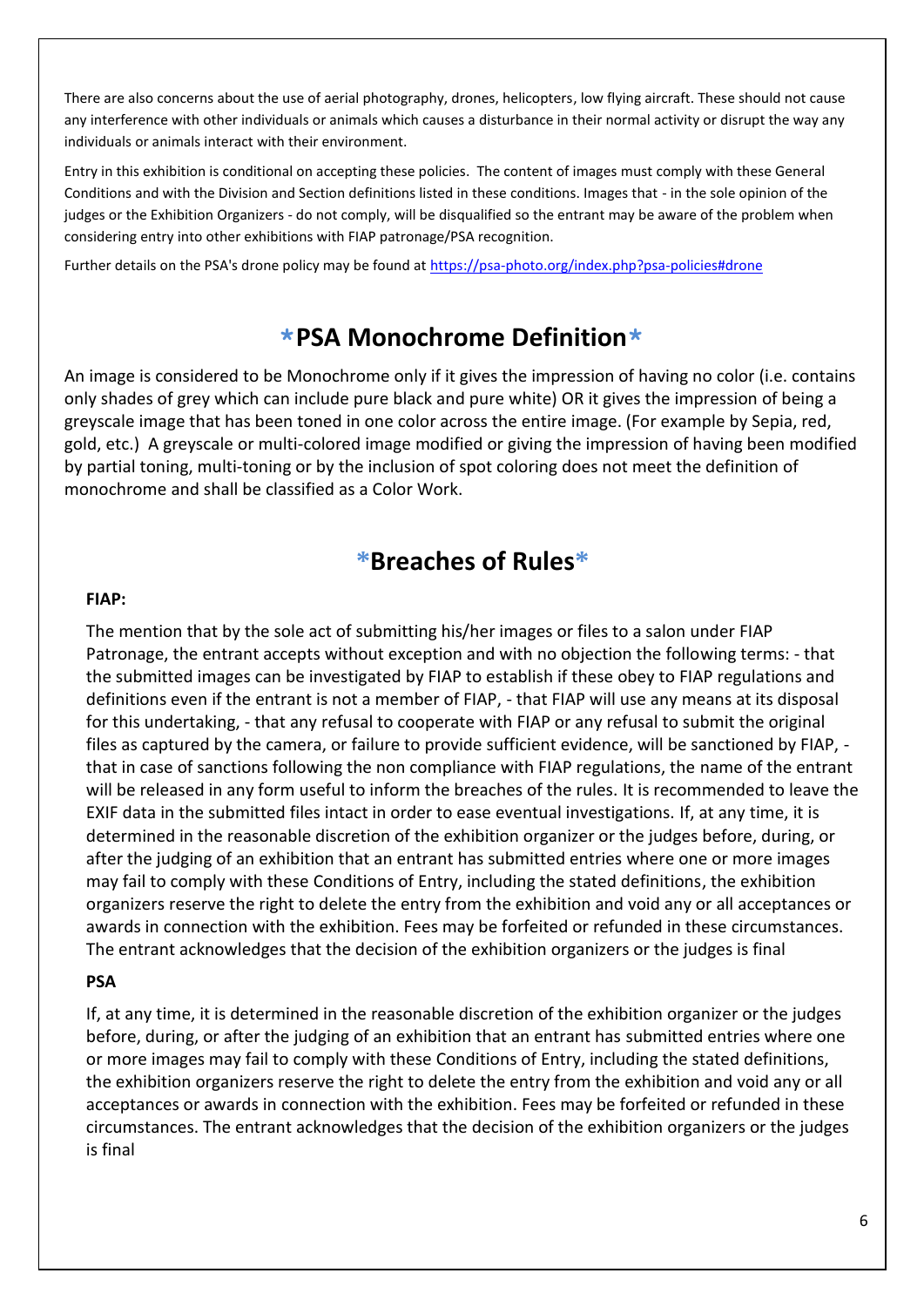There are also concerns about the use of aerial photography, drones, helicopters, low flying aircraft. These should not cause any interference with other individuals or animals which causes a disturbance in their normal activity or disrupt the way any individuals or animals interact with their environment.

Entry in this exhibition is conditional on accepting these policies. The content of images must comply with these General Conditions and with the Division and Section definitions listed in these conditions. Images that - in the sole opinion of the judges or the Exhibition Organizers - do not comply, will be disqualified so the entrant may be aware of the problem when considering entry into other exhibitions with FIAP patronage/PSA recognition.

Further details on the PSA's drone policy may be found at https://psa-photo.org/index.php?psa-policies#drone

## *PSA Monochrome Definition*

An image is considered to be Monochrome only if it gives the impression of having no color (i.e. contains only shades of grey which can include pure black and pure white) OR it gives the impression of being a greyscale image that has been toned in one color across the entire image. (For example by Sepia, red, gold, etc.) A greyscale or multi-colored image modified or giving the impression of having been modified by partial toning, multi-toning or by the inclusion of spot coloring does not meet the definition of monochrome and shall be classified as a Color Work.

## *Breaches of Rules*

**FIAP:**

The mention that by the sole act of submitting his/her images or files to a salon under FIAP Patronage, the entrant accepts without exception and with no objection the following terms: - that the submitted images can be investigated by FIAP to establish if these obey to FIAP regulations and definitions even if the entrant is not a member of FIAP, - that FIAP will use any means at its disposal for this undertaking, - that any refusal to cooperate with FIAP or any refusal to submit the original files as captured by the camera, or failure to provide sufficient evidence, will be sanctioned by FIAP, - that in case of sanctions following the non compliance with FIAP regulations, the name of the entrant will be released in any form useful to inform the breaches of the rules. It is recommended to leave the EXIF data in the submitted files intact in order to ease eventual investigations. If, at any time, it is determined in the reasonable discretion of the exhibition organizer or the judges before, during, or after the judging of an exhibition that an entrant has submitted entries where one or more images may fail to comply with these Conditions of Entry, including the stated definitions, the exhibition organizers reserve the right to delete the entry from the exhibition and void any or all acceptances or awards in connection with the exhibition. Fees may be forfeited or refunded in these circumstances. The entrant acknowledges that the decision of the exhibition organizers or the judges is final

**PSA**

If, at any time, it is determined in the reasonable discretion of the exhibition organizer or the judges before, during, or after the judging of an exhibition that an entrant has submitted entries where one or more images may fail to comply with these Conditions of Entry, including the stated definitions, the exhibition organizers reserve the right to delete the entry from the exhibition and void any or all acceptances or awards in connection with the exhibition. Fees may be forfeited or refunded in these circumstances. The entrant acknowledges that the decision of the exhibition organizers or the judges is final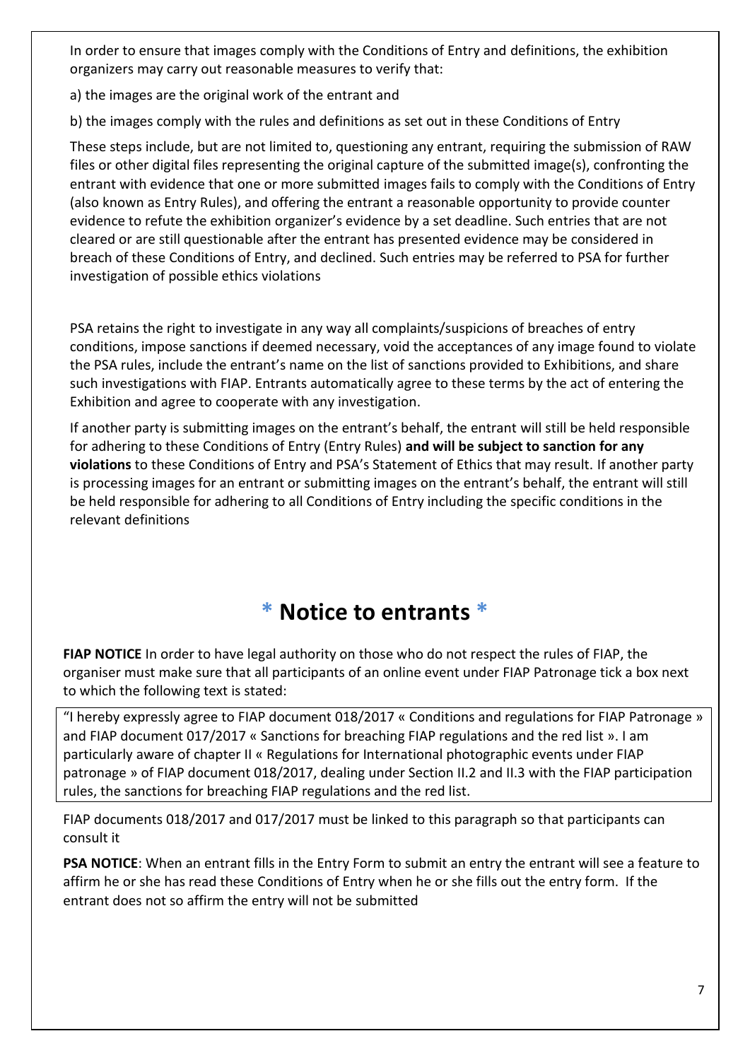In order to ensure that images comply with the Conditions of Entry and definitions, the exhibition organizers may carry out reasonable measures to verify that:

a) the images are the original work of the entrant and

b) the images comply with the rules and definitions as set out in these Conditions of Entry

These steps include, but are not limited to, questioning any entrant, requiring the submission of RAW files or other digital files representing the original capture of the submitted image(s), confronting the entrant with evidence that one or more submitted images fails to comply with the Conditions of Entry (also known as Entry Rules), and offering the entrant a reasonable opportunity to provide counter evidence to refute the exhibition organizer's evidence by a set deadline. Such entries that are not cleared or are still questionable after the entrant has presented evidence may be considered in breach of these Conditions of Entry, and declined. Such entries may be referred to PSA for further investigation of possible ethics violations

PSA retains the right to investigate in any way all complaints/suspicions of breaches of entry conditions, impose sanctions if deemed necessary, void the acceptances of any image found to violate the PSA rules, include the entrant's name on the list of sanctions provided to Exhibitions, and share such investigations with FIAP. Entrants automatically agree to these terms by the act of entering the Exhibition and agree to cooperate with any investigation.

If another party is submitting images on the entrant's behalf, the entrant will still be held responsible for adhering to these Conditions of Entry (Entry Rules) **and will be subject to sanction for any violations** to these Conditions of Entry and PSA's Statement of Ethics that may result. If another party is processing images for an entrant or submitting images on the entrant's behalf, the entrant will still be held responsible for adhering to all Conditions of Entry including the specific conditions in the relevant definitions

## * Notice to entrants *

**FIAP NOTICE** In order to have legal authority on those who do not respect the rules of FIAP, the organiser must make sure that all participants of an online event under FIAP Patronage tick a box next to which the following text is stated:

"I hereby expressly agree to FIAP document 018/2017 « Conditions and regulations for FIAP Patronage » and FIAP document 017/2017 « Sanctions for breaching FIAP regulations and the red list ». I am particularly aware of chapter II « Regulations for International photographic events under FIAP patronage » of FIAP document 018/2017, dealing under Section II.2 and II.3 with the FIAP participation rules, the sanctions for breaching FIAP regulations and the red list.

FIAP documents 018/2017 and 017/2017 must be linked to this paragraph so that participants can consult it

**PSA NOTICE**: When an entrant fills in the Entry Form to submit an entry the entrant will see a feature to affirm he or she has read these Conditions of Entry when he or she fills out the entry form. If the entrant does not so affirm the entry will not be submitted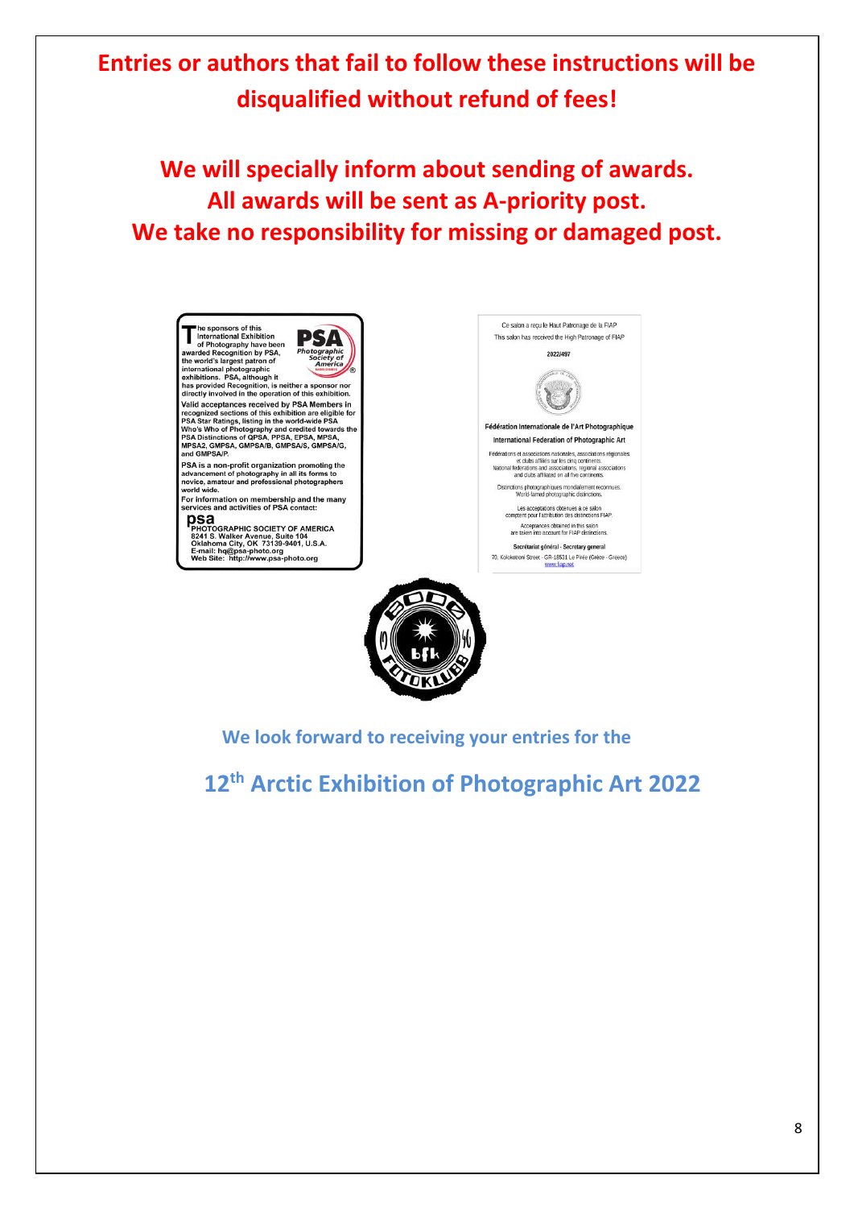**Entries or authors that fail to follow these instructions will be disqualified without refund of fees!**

**We will specially inform about sending of awards.**
**All awards will be sent as A-priority post.**
**We take no responsibility for missing or damaged post.**

The sponsors of this International Exhibition of Photography have been awarded Recognition by PSA, the world's largest patron of international photographic exhibitions. PSA, although it has provided Recognition, is neither a sponsor nor directly involved in the operation of this exhibition.

Valid acceptances received by PSA Members in recognized sections of this exhibition are eligible for PSA Star Ratings, listing in the world-wide PSA Who's Who of Photography and credited towards the PSA Distinctions of QPSA, PPSA, EPSA, MPSA, MPSA2, GMPSA, GMPSA/B, GMPSA/S, GMPSA/G, and GMPSA/P.

PSA is a non-profit organization promoting the advancement of photography in all its forms to novice, amateur and professional photographers world wide.

For information on membership and the many services and activities of PSA contact:

psa
PHOTOGRAPHIC SOCIETY OF AMERICA
8241 S. Walker Avenue, Suite 104
Oklahoma City, OK 73139-9401, U.S.A.
E-mail: hq@psa-photo.org
Web Site: http://www.psa-photo.org

Ce salon a reçu le Haut Patronage de la FIAP
This salon has received the High Patronage of FIAP

2022/497

Fédération Internationale de l'Art Photographique
International Federation of Photographic Art

Fédérations et associations nationales, associations régionales et clubs affiliés sur les cinq continents.
National federations and associations, regional associations and clubs affiliated on all five continents.

Distinctions photographiques mondialement reconnues.
World-famed photographic distinctions.

Les acceptations obtenues à ce salon comptent pour l'attribution des distinctions FIAP.
Acceptances obtained in this salon are taken into account for FIAP distinctions.

Secrétariat général - Secretary general
70, Kolokotroni Street - GR-18531 Le Pirée (Grèce - Greece)
www.fiap.net

**We look forward to receiving your entries for the**

## 12th Arctic Exhibition of Photographic Art 2022